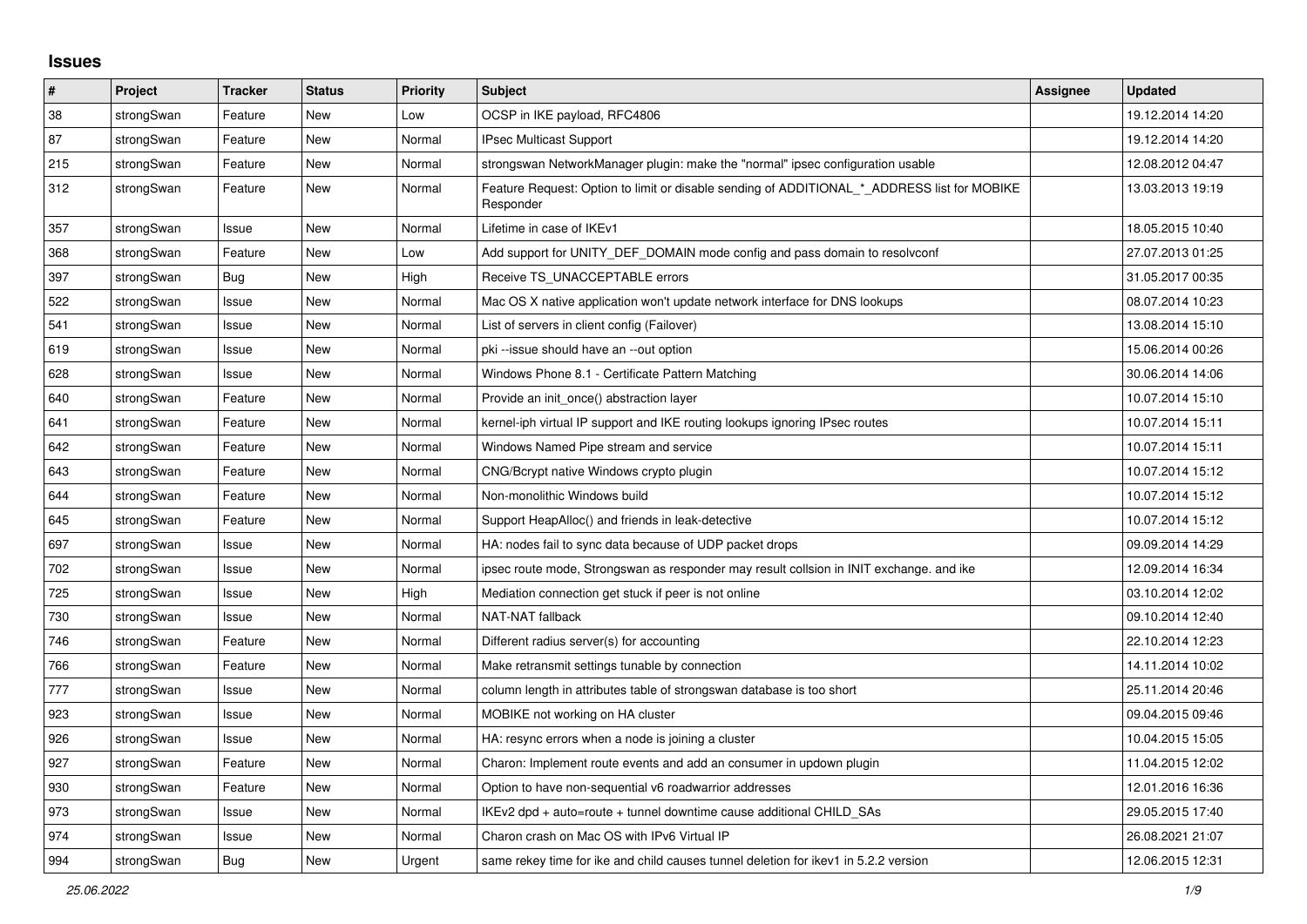## Issues

| # | Project | Tracker | Status | Priority | Subject | Assignee | Updated |
|---|---|---|---|---|---|---|---|
| 38 | strongSwan | Feature | New | Low | OCSP in IKE payload, RFC4806 | | 19.12.2014 14:20 |
| 87 | strongSwan | Feature | New | Normal | IPsec Multicast Support | | 19.12.2014 14:20 |
| 215 | strongSwan | Feature | New | Normal | strongswan NetworkManager plugin: make the "normal" ipsec configuration usable | | 12.08.2012 04:47 |
| 312 | strongSwan | Feature | New | Normal | Feature Request: Option to limit or disable sending of ADDITIONAL_*_ADDRESS list for MOBIKE Responder | | 13.03.2013 19:19 |
| 357 | strongSwan | Issue | New | Normal | Lifetime in case of IKEv1 | | 18.05.2015 10:40 |
| 368 | strongSwan | Feature | New | Low | Add support for UNITY_DEF_DOMAIN mode config and pass domain to resolvconf | | 27.07.2013 01:25 |
| 397 | strongSwan | Bug | New | High | Receive TS_UNACCEPTABLE errors | | 31.05.2017 00:35 |
| 522 | strongSwan | Issue | New | Normal | Mac OS X native application won't update network interface for DNS lookups | | 08.07.2014 10:23 |
| 541 | strongSwan | Issue | New | Normal | List of servers in client config (Failover) | | 13.08.2014 15:10 |
| 619 | strongSwan | Issue | New | Normal | pki --issue should have an --out option | | 15.06.2014 00:26 |
| 628 | strongSwan | Issue | New | Normal | Windows Phone 8.1 - Certificate Pattern Matching | | 30.06.2014 14:06 |
| 640 | strongSwan | Feature | New | Normal | Provide an init_once() abstraction layer | | 10.07.2014 15:10 |
| 641 | strongSwan | Feature | New | Normal | kernel-iph virtual IP support and IKE routing lookups ignoring IPsec routes | | 10.07.2014 15:11 |
| 642 | strongSwan | Feature | New | Normal | Windows Named Pipe stream and service | | 10.07.2014 15:11 |
| 643 | strongSwan | Feature | New | Normal | CNG/Bcrypt native Windows crypto plugin | | 10.07.2014 15:12 |
| 644 | strongSwan | Feature | New | Normal | Non-monolithic Windows build | | 10.07.2014 15:12 |
| 645 | strongSwan | Feature | New | Normal | Support HeapAlloc() and friends in leak-detective | | 10.07.2014 15:12 |
| 697 | strongSwan | Issue | New | Normal | HA: nodes fail to sync data because of UDP packet drops | | 09.09.2014 14:29 |
| 702 | strongSwan | Issue | New | Normal | ipsec route mode, Strongswan as responder may result collsion in INIT exchange. and ike | | 12.09.2014 16:34 |
| 725 | strongSwan | Issue | New | High | Mediation connection get stuck if peer is not online | | 03.10.2014 12:02 |
| 730 | strongSwan | Issue | New | Normal | NAT-NAT fallback | | 09.10.2014 12:40 |
| 746 | strongSwan | Feature | New | Normal | Different radius server(s) for accounting | | 22.10.2014 12:23 |
| 766 | strongSwan | Feature | New | Normal | Make retransmit settings tunable by connection | | 14.11.2014 10:02 |
| 777 | strongSwan | Issue | New | Normal | column length in attributes table of strongswan database is too short | | 25.11.2014 20:46 |
| 923 | strongSwan | Issue | New | Normal | MOBIKE not working on HA cluster | | 09.04.2015 09:46 |
| 926 | strongSwan | Issue | New | Normal | HA: resync errors when a node is joining a cluster | | 10.04.2015 15:05 |
| 927 | strongSwan | Feature | New | Normal | Charon: Implement route events and add an consumer in updown plugin | | 11.04.2015 12:02 |
| 930 | strongSwan | Feature | New | Normal | Option to have non-sequential v6 roadwarrior addresses | | 12.01.2016 16:36 |
| 973 | strongSwan | Issue | New | Normal | IKEv2 dpd + auto=route + tunnel downtime cause additional CHILD_SAs | | 29.05.2015 17:40 |
| 974 | strongSwan | Issue | New | Normal | Charon crash on Mac OS with IPv6 Virtual IP | | 26.08.2021 21:07 |
| 994 | strongSwan | Bug | New | Urgent | same rekey time for ike and child causes tunnel deletion for ikev1 in 5.2.2 version | | 12.06.2015 12:31 |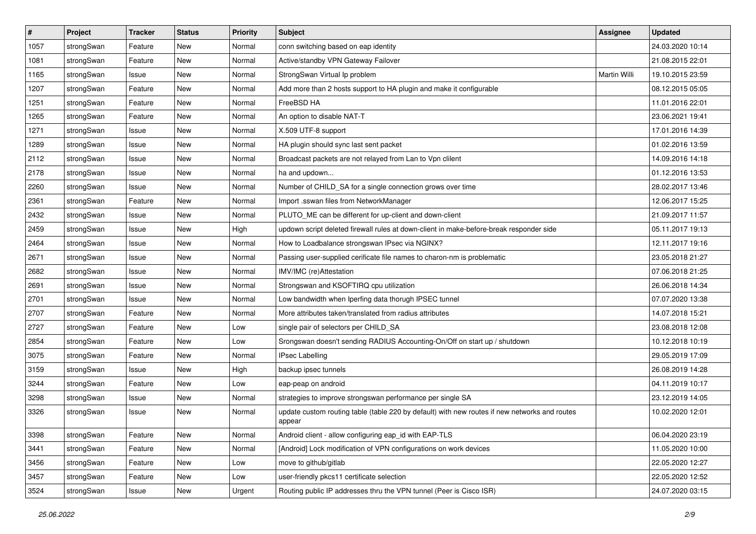| # | Project | Tracker | Status | Priority | Subject | Assignee | Updated |
|---|---|---|---|---|---|---|---|
| 1057 | strongSwan | Feature | New | Normal | conn switching based on eap identity | | 24.03.2020 10:14 |
| 1081 | strongSwan | Feature | New | Normal | Active/standby VPN Gateway Failover | | 21.08.2015 22:01 |
| 1165 | strongSwan | Issue | New | Normal | StrongSwan Virtual Ip problem | Martin Willi | 19.10.2015 23:59 |
| 1207 | strongSwan | Feature | New | Normal | Add more than 2 hosts support to HA plugin and make it configurable | | 08.12.2015 05:05 |
| 1251 | strongSwan | Feature | New | Normal | FreeBSD HA | | 11.01.2016 22:01 |
| 1265 | strongSwan | Feature | New | Normal | An option to disable NAT-T | | 23.06.2021 19:41 |
| 1271 | strongSwan | Issue | New | Normal | X.509 UTF-8 support | | 17.01.2016 14:39 |
| 1289 | strongSwan | Issue | New | Normal | HA plugin should sync last sent packet | | 01.02.2016 13:59 |
| 2112 | strongSwan | Issue | New | Normal | Broadcast packets are not relayed from Lan to Vpn clilent | | 14.09.2016 14:18 |
| 2178 | strongSwan | Issue | New | Normal | ha and updown... | | 01.12.2016 13:53 |
| 2260 | strongSwan | Issue | New | Normal | Number of CHILD_SA for a single connection grows over time | | 28.02.2017 13:46 |
| 2361 | strongSwan | Feature | New | Normal | Import .sswan files from NetworkManager | | 12.06.2017 15:25 |
| 2432 | strongSwan | Issue | New | Normal | PLUTO_ME can be different for up-client and down-client | | 21.09.2017 11:57 |
| 2459 | strongSwan | Issue | New | High | updown script deleted firewall rules at down-client in make-before-break responder side | | 05.11.2017 19:13 |
| 2464 | strongSwan | Issue | New | Normal | How to Loadbalance strongswan IPsec via NGINX? | | 12.11.2017 19:16 |
| 2671 | strongSwan | Issue | New | Normal | Passing user-supplied cerificate file names to charon-nm is problematic | | 23.05.2018 21:27 |
| 2682 | strongSwan | Issue | New | Normal | IMV/IMC (re)Attestation | | 07.06.2018 21:25 |
| 2691 | strongSwan | Issue | New | Normal | Strongswan and KSOFTIRQ cpu utilization | | 26.06.2018 14:34 |
| 2701 | strongSwan | Issue | New | Normal | Low bandwidth when Iperfing data thorugh IPSEC tunnel | | 07.07.2020 13:38 |
| 2707 | strongSwan | Feature | New | Normal | More attributes taken/translated from radius attributes | | 14.07.2018 15:21 |
| 2727 | strongSwan | Feature | New | Low | single pair of selectors per CHILD_SA | | 23.08.2018 12:08 |
| 2854 | strongSwan | Feature | New | Low | Srongswan doesn't sending RADIUS Accounting-On/Off on start up / shutdown | | 10.12.2018 10:19 |
| 3075 | strongSwan | Feature | New | Normal | IPsec Labelling | | 29.05.2019 17:09 |
| 3159 | strongSwan | Issue | New | High | backup ipsec tunnels | | 26.08.2019 14:28 |
| 3244 | strongSwan | Feature | New | Low | eap-peap on android | | 04.11.2019 10:17 |
| 3298 | strongSwan | Issue | New | Normal | strategies to improve strongswan performance per single SA | | 23.12.2019 14:05 |
| 3326 | strongSwan | Issue | New | Normal | update custom routing table (table 220 by default) with new routes if new networks and routes appear | | 10.02.2020 12:01 |
| 3398 | strongSwan | Feature | New | Normal | Android client - allow configuring eap_id with EAP-TLS | | 06.04.2020 23:19 |
| 3441 | strongSwan | Feature | New | Normal | [Android] Lock modification of VPN configurations on work devices | | 11.05.2020 10:00 |
| 3456 | strongSwan | Feature | New | Low | move to github/gitlab | | 22.05.2020 12:27 |
| 3457 | strongSwan | Feature | New | Low | user-friendly pkcs11 certificate selection | | 22.05.2020 12:52 |
| 3524 | strongSwan | Issue | New | Urgent | Routing public IP addresses thru the VPN tunnel (Peer is Cisco ISR) | | 24.07.2020 03:15 |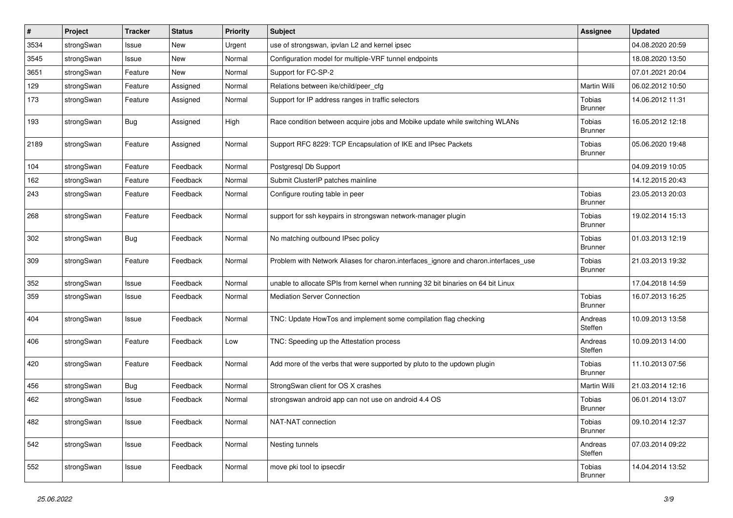| # | Project | Tracker | Status | Priority | Subject | Assignee | Updated |
|---|---|---|---|---|---|---|---|
| 3534 | strongSwan | Issue | New | Urgent | use of strongswan, ipvlan L2 and kernel ipsec | | 04.08.2020 20:59 |
| 3545 | strongSwan | Issue | New | Normal | Configuration model for multiple-VRF tunnel endpoints | | 18.08.2020 13:50 |
| 3651 | strongSwan | Feature | New | Normal | Support for FC-SP-2 | | 07.01.2021 20:04 |
| 129 | strongSwan | Feature | Assigned | Normal | Relations between ike/child/peer_cfg | Martin Willi | 06.02.2012 10:50 |
| 173 | strongSwan | Feature | Assigned | Normal | Support for IP address ranges in traffic selectors | Tobias Brunner | 14.06.2012 11:31 |
| 193 | strongSwan | Bug | Assigned | High | Race condition between acquire jobs and Mobike update while switching WLANs | Tobias Brunner | 16.05.2012 12:18 |
| 2189 | strongSwan | Feature | Assigned | Normal | Support RFC 8229: TCP Encapsulation of IKE and IPsec Packets | Tobias Brunner | 05.06.2020 19:48 |
| 104 | strongSwan | Feature | Feedback | Normal | Postgresql Db Support | | 04.09.2019 10:05 |
| 162 | strongSwan | Feature | Feedback | Normal | Submit ClusterIP patches mainline | | 14.12.2015 20:43 |
| 243 | strongSwan | Feature | Feedback | Normal | Configure routing table in peer | Tobias Brunner | 23.05.2013 20:03 |
| 268 | strongSwan | Feature | Feedback | Normal | support for ssh keypairs in strongswan network-manager plugin | Tobias Brunner | 19.02.2014 15:13 |
| 302 | strongSwan | Bug | Feedback | Normal | No matching outbound IPsec policy | Tobias Brunner | 01.03.2013 12:19 |
| 309 | strongSwan | Feature | Feedback | Normal | Problem with Network Aliases for charon.interfaces_ignore and charon.interfaces_use | Tobias Brunner | 21.03.2013 19:32 |
| 352 | strongSwan | Issue | Feedback | Normal | unable to allocate SPIs from kernel when running 32 bit binaries on 64 bit Linux | | 17.04.2018 14:59 |
| 359 | strongSwan | Issue | Feedback | Normal | Mediation Server Connection | Tobias Brunner | 16.07.2013 16:25 |
| 404 | strongSwan | Issue | Feedback | Normal | TNC: Update HowTos and implement some compilation flag checking | Andreas Steffen | 10.09.2013 13:58 |
| 406 | strongSwan | Feature | Feedback | Low | TNC: Speeding up the Attestation process | Andreas Steffen | 10.09.2013 14:00 |
| 420 | strongSwan | Feature | Feedback | Normal | Add more of the verbs that were supported by pluto to the updown plugin | Tobias Brunner | 11.10.2013 07:56 |
| 456 | strongSwan | Bug | Feedback | Normal | StrongSwan client for OS X crashes | Martin Willi | 21.03.2014 12:16 |
| 462 | strongSwan | Issue | Feedback | Normal | strongswan android app can not use on android 4.4 OS | Tobias Brunner | 06.01.2014 13:07 |
| 482 | strongSwan | Issue | Feedback | Normal | NAT-NAT connection | Tobias Brunner | 09.10.2014 12:37 |
| 542 | strongSwan | Issue | Feedback | Normal | Nesting tunnels | Andreas Steffen | 07.03.2014 09:22 |
| 552 | strongSwan | Issue | Feedback | Normal | move pki tool to ipsecdir | Tobias Brunner | 14.04.2014 13:52 |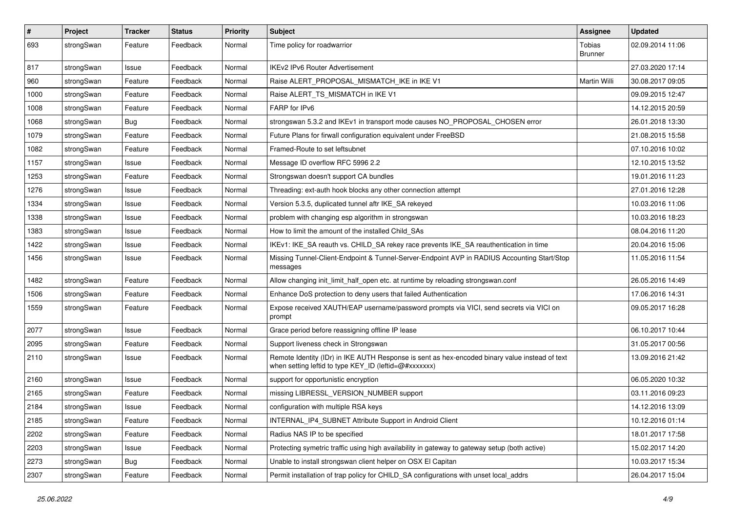| # | Project | Tracker | Status | Priority | Subject | Assignee | Updated |
|---|---|---|---|---|---|---|---|
| 693 | strongSwan | Feature | Feedback | Normal | Time policy for roadwarrior | Tobias Brunner | 02.09.2014 11:06 |
| 817 | strongSwan | Issue | Feedback | Normal | IKEv2 IPv6 Router Advertisement | | 27.03.2020 17:14 |
| 960 | strongSwan | Feature | Feedback | Normal | Raise ALERT_PROPOSAL_MISMATCH_IKE in IKE V1 | Martin Willi | 30.08.2017 09:05 |
| 1000 | strongSwan | Feature | Feedback | Normal | Raise ALERT_TS_MISMATCH in IKE V1 | | 09.09.2015 12:47 |
| 1008 | strongSwan | Feature | Feedback | Normal | FARP for IPv6 | | 14.12.2015 20:59 |
| 1068 | strongSwan | Bug | Feedback | Normal | strongswan 5.3.2 and IKEv1 in transport mode causes NO_PROPOSAL_CHOSEN error | | 26.01.2018 13:30 |
| 1079 | strongSwan | Feature | Feedback | Normal | Future Plans for firwall configuration equivalent under FreeBSD | | 21.08.2015 15:58 |
| 1082 | strongSwan | Feature | Feedback | Normal | Framed-Route to set leftsubnet | | 07.10.2016 10:02 |
| 1157 | strongSwan | Issue | Feedback | Normal | Message ID overflow RFC 5996 2.2 | | 12.10.2015 13:52 |
| 1253 | strongSwan | Feature | Feedback | Normal | Strongswan doesn't support CA bundles | | 19.01.2016 11:23 |
| 1276 | strongSwan | Issue | Feedback | Normal | Threading: ext-auth hook blocks any other connection attempt | | 27.01.2016 12:28 |
| 1334 | strongSwan | Issue | Feedback | Normal | Version 5.3.5, duplicated tunnel aftr IKE_SA rekeyed | | 10.03.2016 11:06 |
| 1338 | strongSwan | Issue | Feedback | Normal | problem with changing esp algorithm in strongswan | | 10.03.2016 18:23 |
| 1383 | strongSwan | Issue | Feedback | Normal | How to limit the amount of the installed Child_SAs | | 08.04.2016 11:20 |
| 1422 | strongSwan | Issue | Feedback | Normal | IKEv1: IKE_SA reauth vs. CHILD_SA rekey race prevents IKE_SA reauthentication in time | | 20.04.2016 15:06 |
| 1456 | strongSwan | Issue | Feedback | Normal | Missing Tunnel-Client-Endpoint & Tunnel-Server-Endpoint AVP in RADIUS Accounting Start/Stop messages | | 11.05.2016 11:54 |
| 1482 | strongSwan | Feature | Feedback | Normal | Allow changing init_limit_half_open etc. at runtime by reloading strongswan.conf | | 26.05.2016 14:49 |
| 1506 | strongSwan | Feature | Feedback | Normal | Enhance DoS protection to deny users that failed Authentication | | 17.06.2016 14:31 |
| 1559 | strongSwan | Feature | Feedback | Normal | Expose received XAUTH/EAP username/password prompts via VICI, send secrets via VICI on prompt | | 09.05.2017 16:28 |
| 2077 | strongSwan | Issue | Feedback | Normal | Grace period before reassigning offline IP lease | | 06.10.2017 10:44 |
| 2095 | strongSwan | Feature | Feedback | Normal | Support liveness check in Strongswan | | 31.05.2017 00:56 |
| 2110 | strongSwan | Issue | Feedback | Normal | Remote Identity (IDr) in IKE AUTH Response is sent as hex-encoded binary value instead of text when setting leftid to type KEY_ID (leftid=@#xxxxxxx) | | 13.09.2016 21:42 |
| 2160 | strongSwan | Issue | Feedback | Normal | support for opportunistic encryption | | 06.05.2020 10:32 |
| 2165 | strongSwan | Feature | Feedback | Normal | missing LIBRESSL_VERSION_NUMBER support | | 03.11.2016 09:23 |
| 2184 | strongSwan | Issue | Feedback | Normal | configuration with multiple RSA keys | | 14.12.2016 13:09 |
| 2185 | strongSwan | Feature | Feedback | Normal | INTERNAL_IP4_SUBNET Attribute Support in Android Client | | 10.12.2016 01:14 |
| 2202 | strongSwan | Feature | Feedback | Normal | Radius NAS IP to be specified | | 18.01.2017 17:58 |
| 2203 | strongSwan | Issue | Feedback | Normal | Protecting symetric traffic using high availability in gateway to gateway setup (both active) | | 15.02.2017 14:20 |
| 2273 | strongSwan | Bug | Feedback | Normal | Unable to install strongswan client helper on OSX El Capitan | | 10.03.2017 15:34 |
| 2307 | strongSwan | Feature | Feedback | Normal | Permit installation of trap policy for CHILD_SA configurations with unset local_addrs | | 26.04.2017 15:04 |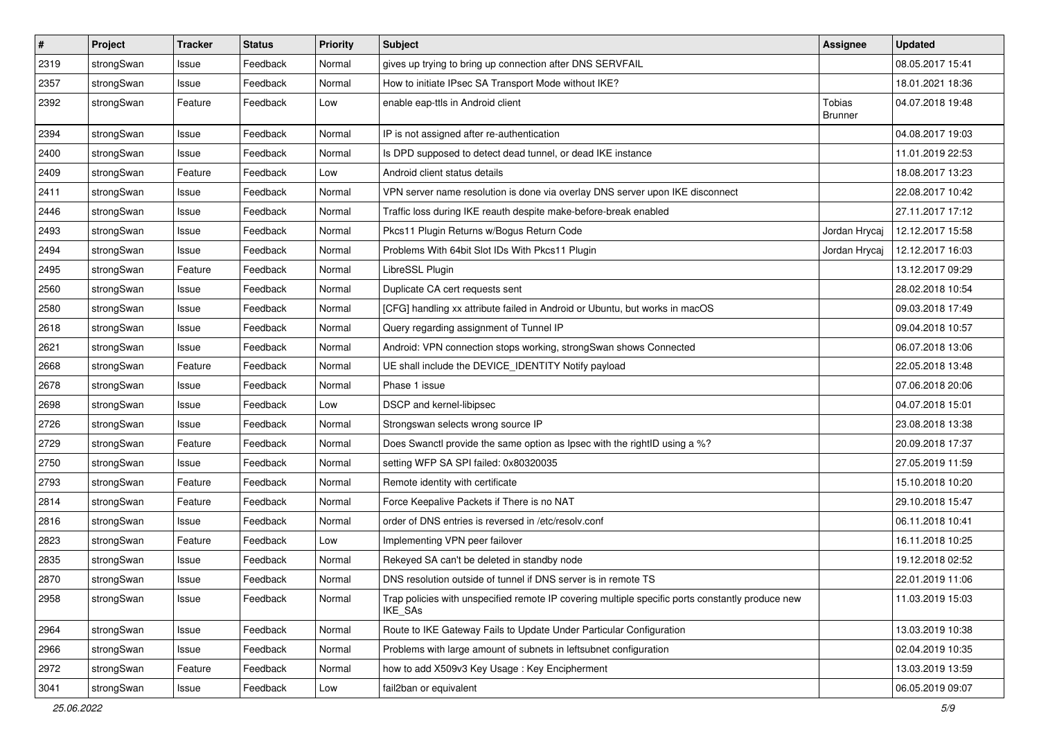| # | Project | Tracker | Status | Priority | Subject | Assignee | Updated |
|---|---|---|---|---|---|---|---|
| 2319 | strongSwan | Issue | Feedback | Normal | gives up trying to bring up connection after DNS SERVFAIL | | 08.05.2017 15:41 |
| 2357 | strongSwan | Issue | Feedback | Normal | How to initiate IPsec SA Transport Mode without IKE? | | 18.01.2021 18:36 |
| 2392 | strongSwan | Feature | Feedback | Low | enable eap-ttls in Android client | Tobias Brunner | 04.07.2018 19:48 |
| 2394 | strongSwan | Issue | Feedback | Normal | IP is not assigned after re-authentication | | 04.08.2017 19:03 |
| 2400 | strongSwan | Issue | Feedback | Normal | Is DPD supposed to detect dead tunnel, or dead IKE instance | | 11.01.2019 22:53 |
| 2409 | strongSwan | Feature | Feedback | Low | Android client status details | | 18.08.2017 13:23 |
| 2411 | strongSwan | Issue | Feedback | Normal | VPN server name resolution is done via overlay DNS server upon IKE disconnect | | 22.08.2017 10:42 |
| 2446 | strongSwan | Issue | Feedback | Normal | Traffic loss during IKE reauth despite make-before-break enabled | | 27.11.2017 17:12 |
| 2493 | strongSwan | Issue | Feedback | Normal | Pkcs11 Plugin Returns w/Bogus Return Code | Jordan Hrycaj | 12.12.2017 15:58 |
| 2494 | strongSwan | Issue | Feedback | Normal | Problems With 64bit Slot IDs With Pkcs11 Plugin | Jordan Hrycaj | 12.12.2017 16:03 |
| 2495 | strongSwan | Feature | Feedback | Normal | LibreSSL Plugin | | 13.12.2017 09:29 |
| 2560 | strongSwan | Issue | Feedback | Normal | Duplicate CA cert requests sent | | 28.02.2018 10:54 |
| 2580 | strongSwan | Issue | Feedback | Normal | [CFG] handling xx attribute failed in Android or Ubuntu, but works in macOS | | 09.03.2018 17:49 |
| 2618 | strongSwan | Issue | Feedback | Normal | Query regarding assignment of Tunnel IP | | 09.04.2018 10:57 |
| 2621 | strongSwan | Issue | Feedback | Normal | Android: VPN connection stops working, strongSwan shows Connected | | 06.07.2018 13:06 |
| 2668 | strongSwan | Feature | Feedback | Normal | UE shall include the DEVICE_IDENTITY Notify payload | | 22.05.2018 13:48 |
| 2678 | strongSwan | Issue | Feedback | Normal | Phase 1 issue | | 07.06.2018 20:06 |
| 2698 | strongSwan | Issue | Feedback | Low | DSCP and kernel-libipsec | | 04.07.2018 15:01 |
| 2726 | strongSwan | Issue | Feedback | Normal | Strongswan selects wrong source IP | | 23.08.2018 13:38 |
| 2729 | strongSwan | Feature | Feedback | Normal | Does Swanctl provide the same option as Ipsec with the rightID using a %? | | 20.09.2018 17:37 |
| 2750 | strongSwan | Issue | Feedback | Normal | setting WFP SA SPI failed: 0x80320035 | | 27.05.2019 11:59 |
| 2793 | strongSwan | Feature | Feedback | Normal | Remote identity with certificate | | 15.10.2018 10:20 |
| 2814 | strongSwan | Feature | Feedback | Normal | Force Keepalive Packets if There is no NAT | | 29.10.2018 15:47 |
| 2816 | strongSwan | Issue | Feedback | Normal | order of DNS entries is reversed in /etc/resolv.conf | | 06.11.2018 10:41 |
| 2823 | strongSwan | Feature | Feedback | Low | Implementing VPN peer failover | | 16.11.2018 10:25 |
| 2835 | strongSwan | Issue | Feedback | Normal | Rekeyed SA can't be deleted in standby node | | 19.12.2018 02:52 |
| 2870 | strongSwan | Issue | Feedback | Normal | DNS resolution outside of tunnel if DNS server is in remote TS | | 22.01.2019 11:06 |
| 2958 | strongSwan | Issue | Feedback | Normal | Trap policies with unspecified remote IP covering multiple specific ports constantly produce new IKE_SAs | | 11.03.2019 15:03 |
| 2964 | strongSwan | Issue | Feedback | Normal | Route to IKE Gateway Fails to Update Under Particular Configuration | | 13.03.2019 10:38 |
| 2966 | strongSwan | Issue | Feedback | Normal | Problems with large amount of subnets in leftsubnet configuration | | 02.04.2019 10:35 |
| 2972 | strongSwan | Feature | Feedback | Normal | how to add X509v3 Key Usage : Key Encipherment | | 13.03.2019 13:59 |
| 3041 | strongSwan | Issue | Feedback | Low | fail2ban or equivalent | | 06.05.2019 09:07 |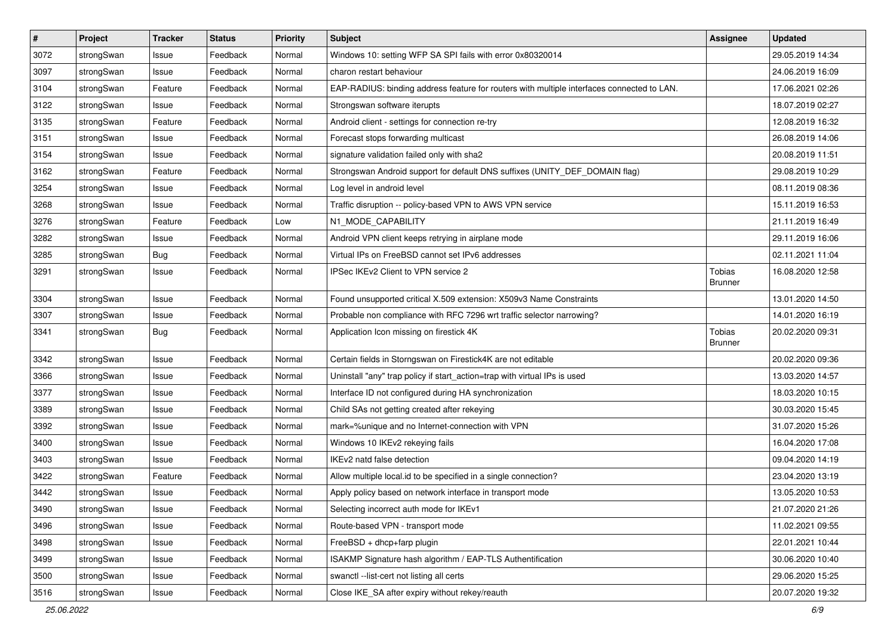| # | Project | Tracker | Status | Priority | Subject | Assignee | Updated |
|---|---|---|---|---|---|---|---|
| 3072 | strongSwan | Issue | Feedback | Normal | Windows 10: setting WFP SA SPI fails with error 0x80320014 | | 29.05.2019 14:34 |
| 3097 | strongSwan | Issue | Feedback | Normal | charon restart behaviour | | 24.06.2019 16:09 |
| 3104 | strongSwan | Feature | Feedback | Normal | EAP-RADIUS: binding address feature for routers with multiple interfaces connected to LAN. | | 17.06.2021 02:26 |
| 3122 | strongSwan | Issue | Feedback | Normal | Strongswan software iterupts | | 18.07.2019 02:27 |
| 3135 | strongSwan | Feature | Feedback | Normal | Android client - settings for connection re-try | | 12.08.2019 16:32 |
| 3151 | strongSwan | Issue | Feedback | Normal | Forecast stops forwarding multicast | | 26.08.2019 14:06 |
| 3154 | strongSwan | Issue | Feedback | Normal | signature validation failed only with sha2 | | 20.08.2019 11:51 |
| 3162 | strongSwan | Feature | Feedback | Normal | Strongswan Android support for default DNS suffixes (UNITY_DEF_DOMAIN flag) | | 29.08.2019 10:29 |
| 3254 | strongSwan | Issue | Feedback | Normal | Log level in android level | | 08.11.2019 08:36 |
| 3268 | strongSwan | Issue | Feedback | Normal | Traffic disruption -- policy-based VPN to AWS VPN service | | 15.11.2019 16:53 |
| 3276 | strongSwan | Feature | Feedback | Low | N1_MODE_CAPABILITY | | 21.11.2019 16:49 |
| 3282 | strongSwan | Issue | Feedback | Normal | Android VPN client keeps retrying in airplane mode | | 29.11.2019 16:06 |
| 3285 | strongSwan | Bug | Feedback | Normal | Virtual IPs on FreeBSD cannot set IPv6 addresses | | 02.11.2021 11:04 |
| 3291 | strongSwan | Issue | Feedback | Normal | IPSec IKEv2 Client to VPN service 2 | Tobias Brunner | 16.08.2020 12:58 |
| 3304 | strongSwan | Issue | Feedback | Normal | Found unsupported critical X.509 extension: X509v3 Name Constraints | | 13.01.2020 14:50 |
| 3307 | strongSwan | Issue | Feedback | Normal | Probable non compliance with RFC 7296 wrt traffic selector narrowing? | | 14.01.2020 16:19 |
| 3341 | strongSwan | Bug | Feedback | Normal | Application Icon missing on firestick 4K | Tobias Brunner | 20.02.2020 09:31 |
| 3342 | strongSwan | Issue | Feedback | Normal | Certain fields in Storngswan on Firestick4K are not editable | | 20.02.2020 09:36 |
| 3366 | strongSwan | Issue | Feedback | Normal | Uninstall "any" trap policy if start_action=trap with virtual IPs is used | | 13.03.2020 14:57 |
| 3377 | strongSwan | Issue | Feedback | Normal | Interface ID not configured during HA synchronization | | 18.03.2020 10:15 |
| 3389 | strongSwan | Issue | Feedback | Normal | Child SAs not getting created after rekeying | | 30.03.2020 15:45 |
| 3392 | strongSwan | Issue | Feedback | Normal | mark=%unique and no Internet-connection with VPN | | 31.07.2020 15:26 |
| 3400 | strongSwan | Issue | Feedback | Normal | Windows 10 IKEv2 rekeying fails | | 16.04.2020 17:08 |
| 3403 | strongSwan | Issue | Feedback | Normal | IKEv2 natd false detection | | 09.04.2020 14:19 |
| 3422 | strongSwan | Feature | Feedback | Normal | Allow multiple local.id to be specified in a single connection? | | 23.04.2020 13:19 |
| 3442 | strongSwan | Issue | Feedback | Normal | Apply policy based on network interface in transport mode | | 13.05.2020 10:53 |
| 3490 | strongSwan | Issue | Feedback | Normal | Selecting incorrect auth mode for IKEv1 | | 21.07.2020 21:26 |
| 3496 | strongSwan | Issue | Feedback | Normal | Route-based VPN - transport mode | | 11.02.2021 09:55 |
| 3498 | strongSwan | Issue | Feedback | Normal | FreeBSD + dhcp+farp plugin | | 22.01.2021 10:44 |
| 3499 | strongSwan | Issue | Feedback | Normal | ISAKMP Signature hash algorithm / EAP-TLS Authentification | | 30.06.2020 10:40 |
| 3500 | strongSwan | Issue | Feedback | Normal | swanctl --list-cert not listing all certs | | 29.06.2020 15:25 |
| 3516 | strongSwan | Issue | Feedback | Normal | Close IKE_SA after expiry without rekey/reauth | | 20.07.2020 19:32 |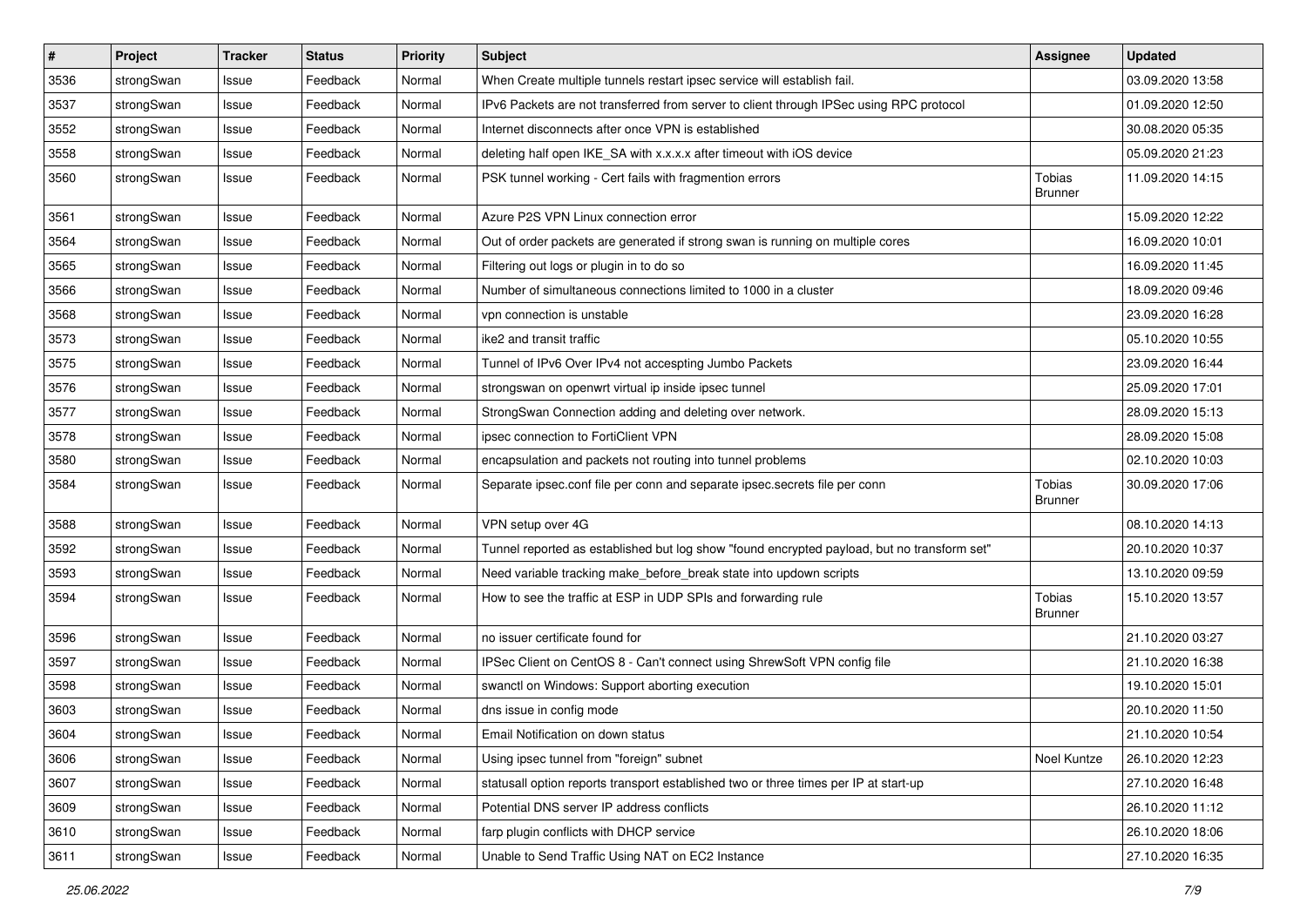| # | Project | Tracker | Status | Priority | Subject | Assignee | Updated |
|---|---|---|---|---|---|---|---|
| 3536 | strongSwan | Issue | Feedback | Normal | When Create multiple tunnels restart ipsec service will establish fail. | | 03.09.2020 13:58 |
| 3537 | strongSwan | Issue | Feedback | Normal | IPv6 Packets are not transferred from server to client through IPSec using RPC protocol | | 01.09.2020 12:50 |
| 3552 | strongSwan | Issue | Feedback | Normal | Internet disconnects after once VPN is established | | 30.08.2020 05:35 |
| 3558 | strongSwan | Issue | Feedback | Normal | deleting half open IKE_SA with x.x.x.x after timeout with iOS device | | 05.09.2020 21:23 |
| 3560 | strongSwan | Issue | Feedback | Normal | PSK tunnel working - Cert fails with fragmention errors | Tobias Brunner | 11.09.2020 14:15 |
| 3561 | strongSwan | Issue | Feedback | Normal | Azure P2S VPN Linux connection error | | 15.09.2020 12:22 |
| 3564 | strongSwan | Issue | Feedback | Normal | Out of order packets are generated if strong swan is running on multiple cores | | 16.09.2020 10:01 |
| 3565 | strongSwan | Issue | Feedback | Normal | Filtering out logs or plugin in to do so | | 16.09.2020 11:45 |
| 3566 | strongSwan | Issue | Feedback | Normal | Number of simultaneous connections limited to 1000 in a cluster | | 18.09.2020 09:46 |
| 3568 | strongSwan | Issue | Feedback | Normal | vpn connection is unstable | | 23.09.2020 16:28 |
| 3573 | strongSwan | Issue | Feedback | Normal | ike2 and transit traffic | | 05.10.2020 10:55 |
| 3575 | strongSwan | Issue | Feedback | Normal | Tunnel of IPv6 Over IPv4 not accespting Jumbo Packets | | 23.09.2020 16:44 |
| 3576 | strongSwan | Issue | Feedback | Normal | strongswan on openwrt virtual ip inside ipsec tunnel | | 25.09.2020 17:01 |
| 3577 | strongSwan | Issue | Feedback | Normal | StrongSwan Connection adding and deleting over network. | | 28.09.2020 15:13 |
| 3578 | strongSwan | Issue | Feedback | Normal | ipsec connection to FortiClient VPN | | 28.09.2020 15:08 |
| 3580 | strongSwan | Issue | Feedback | Normal | encapsulation and packets not routing into tunnel problems | | 02.10.2020 10:03 |
| 3584 | strongSwan | Issue | Feedback | Normal | Separate ipsec.conf file per conn and separate ipsec.secrets file per conn | Tobias Brunner | 30.09.2020 17:06 |
| 3588 | strongSwan | Issue | Feedback | Normal | VPN setup over 4G | | 08.10.2020 14:13 |
| 3592 | strongSwan | Issue | Feedback | Normal | Tunnel reported as established but log show "found encrypted payload, but no transform set" | | 20.10.2020 10:37 |
| 3593 | strongSwan | Issue | Feedback | Normal | Need variable tracking make_before_break state into updown scripts | | 13.10.2020 09:59 |
| 3594 | strongSwan | Issue | Feedback | Normal | How to see the traffic at ESP in UDP SPIs and forwarding rule | Tobias Brunner | 15.10.2020 13:57 |
| 3596 | strongSwan | Issue | Feedback | Normal | no issuer certificate found for | | 21.10.2020 03:27 |
| 3597 | strongSwan | Issue | Feedback | Normal | IPSec Client on CentOS 8 - Can't connect using ShrewSoft VPN config file | | 21.10.2020 16:38 |
| 3598 | strongSwan | Issue | Feedback | Normal | swanctl on Windows: Support aborting execution | | 19.10.2020 15:01 |
| 3603 | strongSwan | Issue | Feedback | Normal | dns issue in config mode | | 20.10.2020 11:50 |
| 3604 | strongSwan | Issue | Feedback | Normal | Email Notification on down status | | 21.10.2020 10:54 |
| 3606 | strongSwan | Issue | Feedback | Normal | Using ipsec tunnel from "foreign" subnet | Noel Kuntze | 26.10.2020 12:23 |
| 3607 | strongSwan | Issue | Feedback | Normal | statusall option reports transport established two or three times per IP at start-up | | 27.10.2020 16:48 |
| 3609 | strongSwan | Issue | Feedback | Normal | Potential DNS server IP address conflicts | | 26.10.2020 11:12 |
| 3610 | strongSwan | Issue | Feedback | Normal | farp plugin conflicts with DHCP service | | 26.10.2020 18:06 |
| 3611 | strongSwan | Issue | Feedback | Normal | Unable to Send Traffic Using NAT on EC2 Instance | | 27.10.2020 16:35 |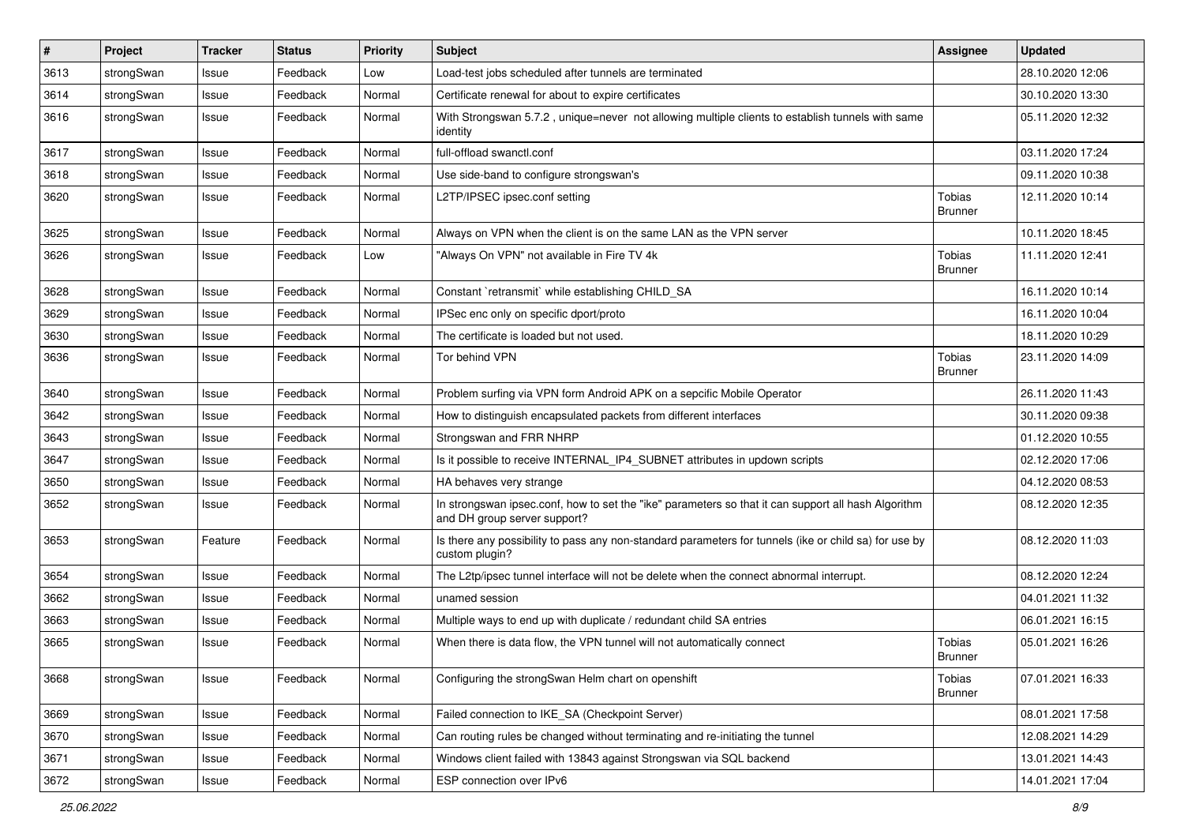| # | Project | Tracker | Status | Priority | Subject | Assignee | Updated |
|---|---|---|---|---|---|---|---|
| 3613 | strongSwan | Issue | Feedback | Low | Load-test jobs scheduled after tunnels are terminated | | 28.10.2020 12:06 |
| 3614 | strongSwan | Issue | Feedback | Normal | Certificate renewal for about to expire certificates | | 30.10.2020 13:30 |
| 3616 | strongSwan | Issue | Feedback | Normal | With Strongswan 5.7.2 , unique=never not allowing multiple clients to establish tunnels with same identity | | 05.11.2020 12:32 |
| 3617 | strongSwan | Issue | Feedback | Normal | full-offload swanctl.conf | | 03.11.2020 17:24 |
| 3618 | strongSwan | Issue | Feedback | Normal | Use side-band to configure strongswan's | | 09.11.2020 10:38 |
| 3620 | strongSwan | Issue | Feedback | Normal | L2TP/IPSEC ipsec.conf setting | Tobias Brunner | 12.11.2020 10:14 |
| 3625 | strongSwan | Issue | Feedback | Normal | Always on VPN when the client is on the same LAN as the VPN server | | 10.11.2020 18:45 |
| 3626 | strongSwan | Issue | Feedback | Low | "Always On VPN" not available in Fire TV 4k | Tobias Brunner | 11.11.2020 12:41 |
| 3628 | strongSwan | Issue | Feedback | Normal | Constant `retransmit` while establishing CHILD_SA | | 16.11.2020 10:14 |
| 3629 | strongSwan | Issue | Feedback | Normal | IPSec enc only on specific dport/proto | | 16.11.2020 10:04 |
| 3630 | strongSwan | Issue | Feedback | Normal | The certificate is loaded but not used. | | 18.11.2020 10:29 |
| 3636 | strongSwan | Issue | Feedback | Normal | Tor behind VPN | Tobias Brunner | 23.11.2020 14:09 |
| 3640 | strongSwan | Issue | Feedback | Normal | Problem surfing via VPN form Android APK on a sepcific Mobile Operator | | 26.11.2020 11:43 |
| 3642 | strongSwan | Issue | Feedback | Normal | How to distinguish encapsulated packets from different interfaces | | 30.11.2020 09:38 |
| 3643 | strongSwan | Issue | Feedback | Normal | Strongswan and FRR NHRP | | 01.12.2020 10:55 |
| 3647 | strongSwan | Issue | Feedback | Normal | Is it possible to receive INTERNAL_IP4_SUBNET attributes in updown scripts | | 02.12.2020 17:06 |
| 3650 | strongSwan | Issue | Feedback | Normal | HA behaves very strange | | 04.12.2020 08:53 |
| 3652 | strongSwan | Issue | Feedback | Normal | In strongswan ipsec.conf, how to set the "ike" parameters so that it can support all hash Algorithm and DH group server support? | | 08.12.2020 12:35 |
| 3653 | strongSwan | Feature | Feedback | Normal | Is there any possibility to pass any non-standard parameters for tunnels (ike or child sa) for use by custom plugin? | | 08.12.2020 11:03 |
| 3654 | strongSwan | Issue | Feedback | Normal | The L2tp/ipsec tunnel interface will not be delete when the connect abnormal interrupt. | | 08.12.2020 12:24 |
| 3662 | strongSwan | Issue | Feedback | Normal | unamed session | | 04.01.2021 11:32 |
| 3663 | strongSwan | Issue | Feedback | Normal | Multiple ways to end up with duplicate / redundant child SA entries | | 06.01.2021 16:15 |
| 3665 | strongSwan | Issue | Feedback | Normal | When there is data flow, the VPN tunnel will not automatically connect | Tobias Brunner | 05.01.2021 16:26 |
| 3668 | strongSwan | Issue | Feedback | Normal | Configuring the strongSwan Helm chart on openshift | Tobias Brunner | 07.01.2021 16:33 |
| 3669 | strongSwan | Issue | Feedback | Normal | Failed connection to IKE_SA (Checkpoint Server) | | 08.01.2021 17:58 |
| 3670 | strongSwan | Issue | Feedback | Normal | Can routing rules be changed without terminating and re-initiating the tunnel | | 12.08.2021 14:29 |
| 3671 | strongSwan | Issue | Feedback | Normal | Windows client failed with 13843 against Strongswan via SQL backend | | 13.01.2021 14:43 |
| 3672 | strongSwan | Issue | Feedback | Normal | ESP connection over IPv6 | | 14.01.2021 17:04 |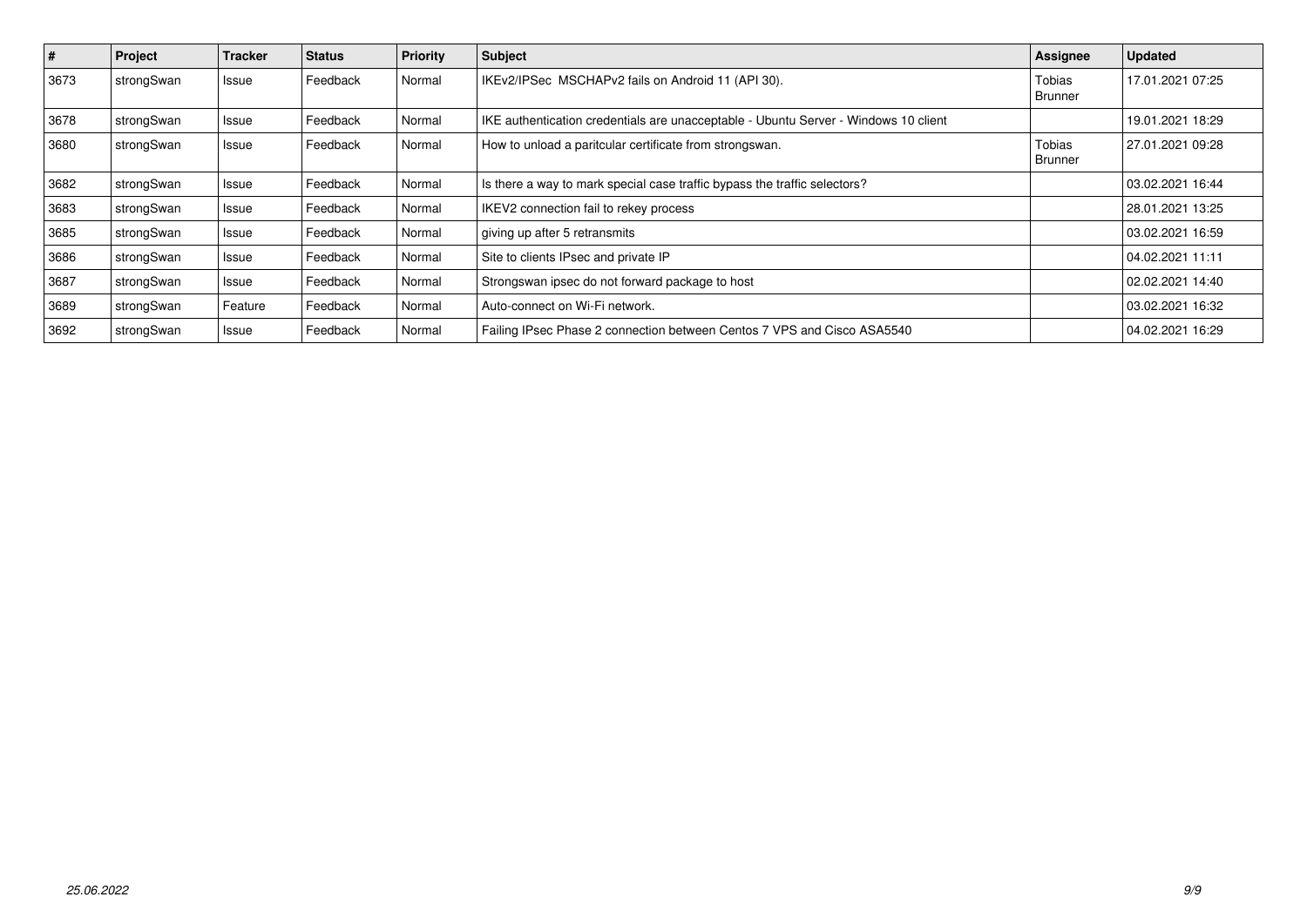| # | Project | Tracker | Status | Priority | Subject | Assignee | Updated |
|---|---|---|---|---|---|---|---|
| 3673 | strongSwan | Issue | Feedback | Normal | IKEv2/IPSec  MSCHAPv2 fails on Android 11 (API 30). | Tobias Brunner | 17.01.2021 07:25 |
| 3678 | strongSwan | Issue | Feedback | Normal | IKE authentication credentials are unacceptable - Ubuntu Server - Windows 10 client | | 19.01.2021 18:29 |
| 3680 | strongSwan | Issue | Feedback | Normal | How to unload a paritcular certificate from strongswan. | Tobias Brunner | 27.01.2021 09:28 |
| 3682 | strongSwan | Issue | Feedback | Normal | Is there a way to mark special case traffic bypass the traffic selectors? | | 03.02.2021 16:44 |
| 3683 | strongSwan | Issue | Feedback | Normal | IKEV2 connection fail to rekey process | | 28.01.2021 13:25 |
| 3685 | strongSwan | Issue | Feedback | Normal | giving up after 5 retransmits | | 03.02.2021 16:59 |
| 3686 | strongSwan | Issue | Feedback | Normal | Site to clients IPsec and private IP | | 04.02.2021 11:11 |
| 3687 | strongSwan | Issue | Feedback | Normal | Strongswan ipsec do not forward package to host | | 02.02.2021 14:40 |
| 3689 | strongSwan | Feature | Feedback | Normal | Auto-connect on Wi-Fi network. | | 03.02.2021 16:32 |
| 3692 | strongSwan | Issue | Feedback | Normal | Failing IPsec Phase 2 connection between Centos 7 VPS and Cisco ASA5540 | | 04.02.2021 16:29 |